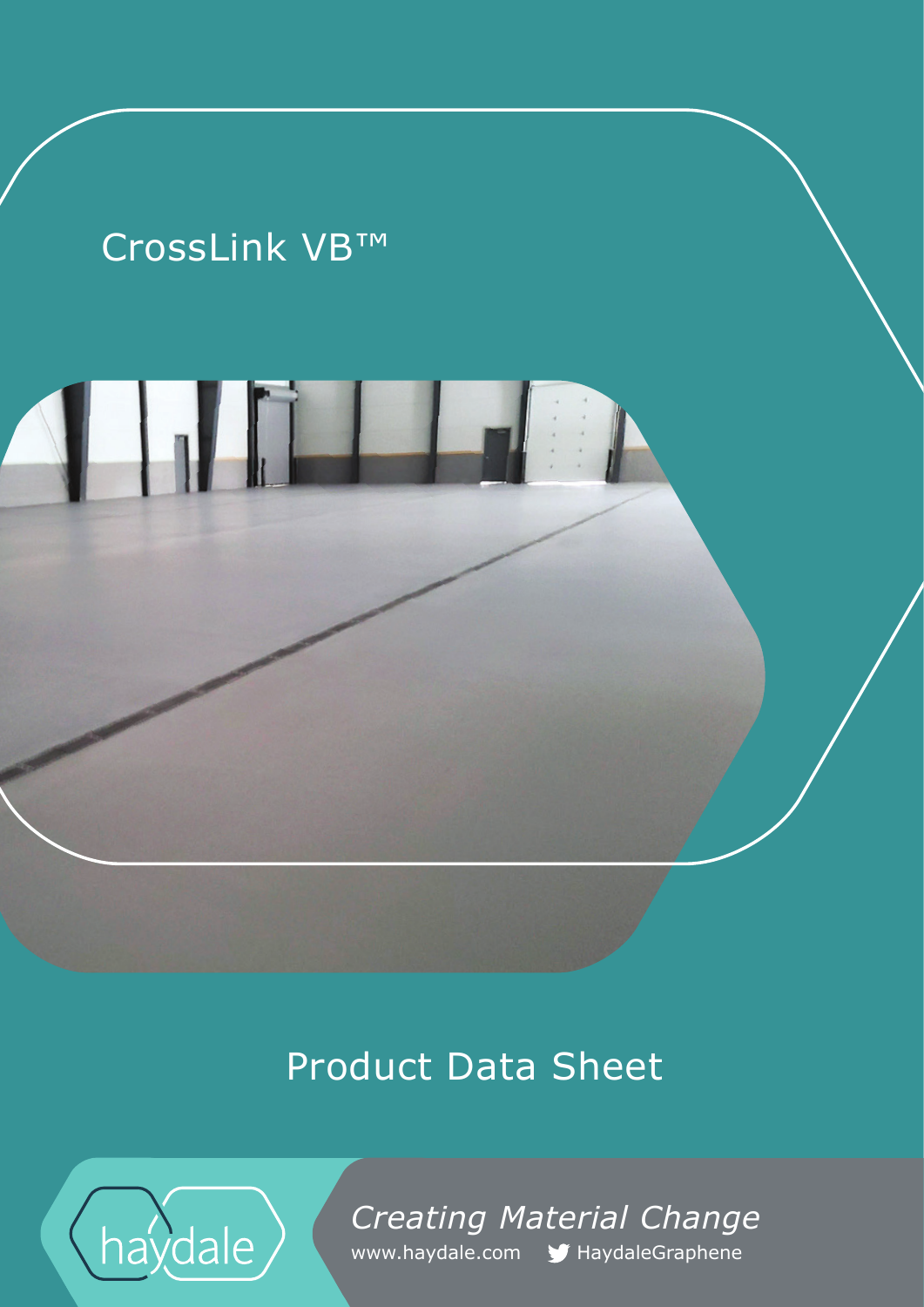# CrossLink VB™

## Product Data Sheet

haydale

*Creating Material Change*

www.haydale.com HaydaleGraphene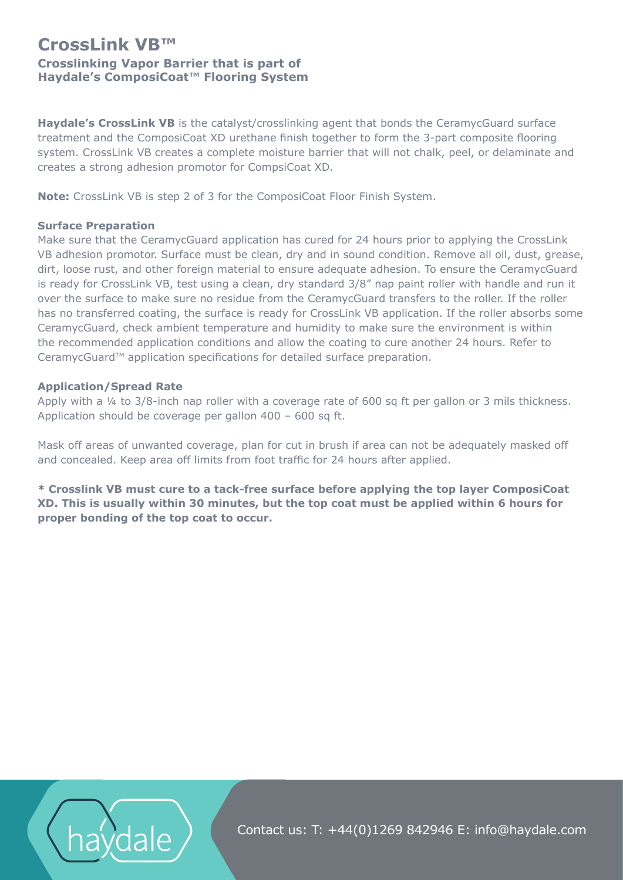# CrossLink VB™

## Crosslinking Vapor Barrier that is part of Haydale's ComposiCoat™ Flooring System

**Haydale's CrossLink VB** is the catalyst/crosslinking agent that bonds the CeramycGuard surface treatment and the ComposiCoat XD urethane finish together to form the 3-part composite flooring system. CrossLink VB creates a complete moisture barrier that will not chalk, peel, or delaminate and creates a strong adhesion promotor for CompsiCoat XD.

**Note:** CrossLink VB is step 2 of 3 for the ComposiCoat Floor Finish System.

### Surface Preparation

Make sure that the CeramycGuard application has cured for 24 hours prior to applying the CrossLink VB adhesion promotor. Surface must be clean, dry and in sound condition. Remove all oil, dust, grease, dirt, loose rust, and other foreign material to ensure adequate adhesion. To ensure the CeramycGuard is ready for CrossLink VB, test using a clean, dry standard 3/8" nap paint roller with handle and run it over the surface to make sure no residue from the CeramycGuard transfers to the roller. If the roller has no transferred coating, the surface is ready for CrossLink VB application. If the roller absorbs some CeramycGuard, check ambient temperature and humidity to make sure the environment is within the recommended application conditions and allow the coating to cure another 24 hours. Refer to CeramycGuard™ application specifications for detailed surface preparation.

### Application/Spread Rate

Apply with a ¼ to 3/8-inch nap roller with a coverage rate of 600 sq ft per gallon or 3 mils thickness. Application should be coverage per gallon 400 – 600 sq ft.

Mask off areas of unwanted coverage, plan for cut in brush if area can not be adequately masked off and concealed. Keep area off limits from foot traffic for 24 hours after applied.

**\* Crosslink VB must cure to a tack-free surface before applying the top layer ComposiCoat XD. This is usually within 30 minutes, but the top coat must be applied within 6 hours for proper bonding of the top coat to occur.**

haydale

Contact us: T: +44(0)1269 842946 E: info@haydale.com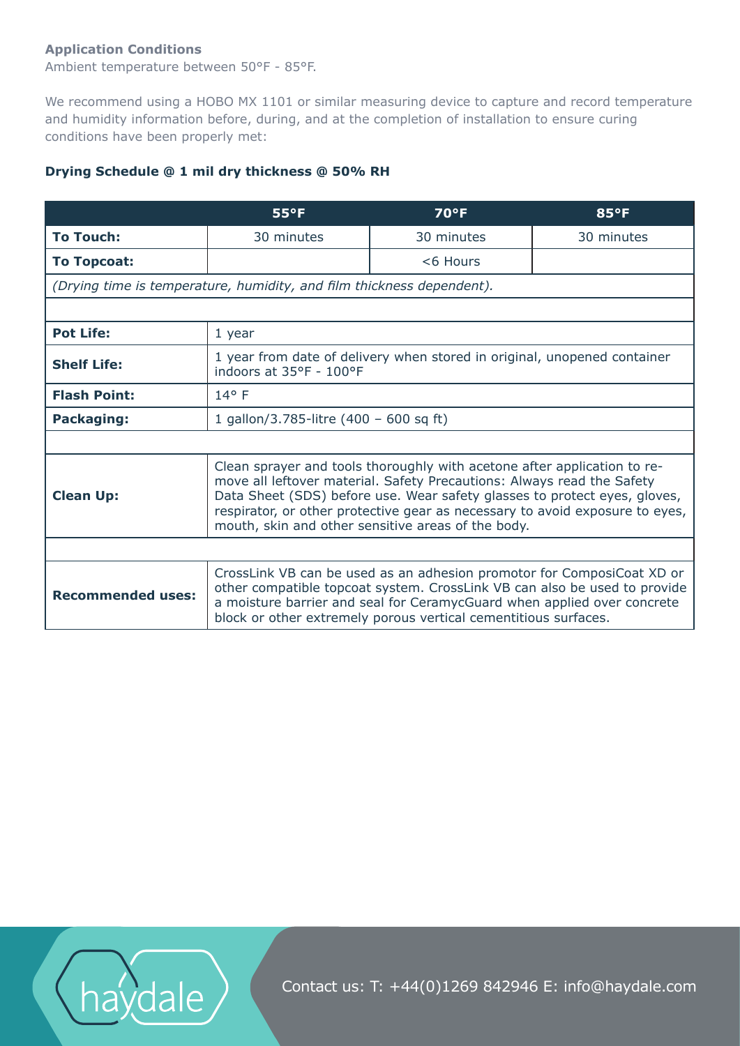**Application Conditions**
Ambient temperature between 50°F - 85°F.

We recommend using a HOBO MX 1101 or similar measuring device to capture and record temperature and humidity information before, during, and at the completion of installation to ensure curing conditions have been properly met:

**Drying Schedule @ 1 mil dry thickness @ 50% RH**

| | 55°F | 70°F | 85°F |
|---|---|---|---|
| **To Touch:** | 30 minutes | 30 minutes | 30 minutes |
| **To Topcoat:** | | <6 Hours | |
| *(Drying time is temperature, humidity, and film thickness dependent).* | | | |
| | | | |
| **Pot Life:** | 1 year | | |
| **Shelf Life:** | 1 year from date of delivery when stored in original, unopened container indoors at 35°F - 100°F | | |
| **Flash Point:** | 14° F | | |
| **Packaging:** | 1 gallon/3.785-litre (400 – 600 sq ft) | | |
| | | | |
| **Clean Up:** | Clean sprayer and tools thoroughly with acetone after application to remove all leftover material. Safety Precautions: Always read the Safety Data Sheet (SDS) before use. Wear safety glasses to protect eyes, gloves, respirator, or other protective gear as necessary to avoid exposure to eyes, mouth, skin and other sensitive areas of the body. | | |
| | | | |
| **Recommended uses:** | CrossLink VB can be used as an adhesion promotor for ComposiCoat XD or other compatible topcoat system. CrossLink VB can also be used to provide a moisture barrier and seal for CeramycGuard when applied over concrete block or other extremely porous vertical cementitious surfaces. | | |

haydale

Contact us: T: +44(0)1269 842946 E: info@haydale.com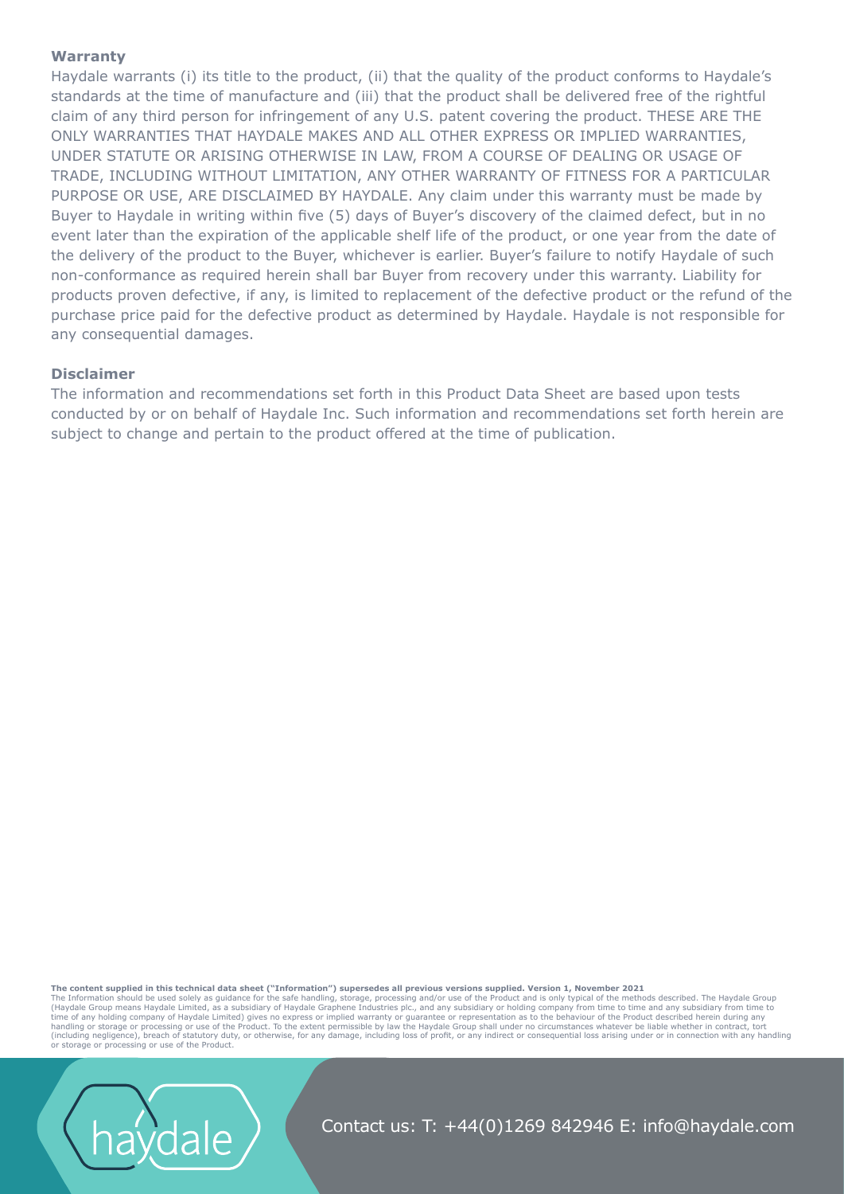### Warranty

Haydale warrants (i) its title to the product, (ii) that the quality of the product conforms to Haydale's standards at the time of manufacture and (iii) that the product shall be delivered free of the rightful claim of any third person for infringement of any U.S. patent covering the product. THESE ARE THE ONLY WARRANTIES THAT HAYDALE MAKES AND ALL OTHER EXPRESS OR IMPLIED WARRANTIES, UNDER STATUTE OR ARISING OTHERWISE IN LAW, FROM A COURSE OF DEALING OR USAGE OF TRADE, INCLUDING WITHOUT LIMITATION, ANY OTHER WARRANTY OF FITNESS FOR A PARTICULAR PURPOSE OR USE, ARE DISCLAIMED BY HAYDALE. Any claim under this warranty must be made by Buyer to Haydale in writing within five (5) days of Buyer's discovery of the claimed defect, but in no event later than the expiration of the applicable shelf life of the product, or one year from the date of the delivery of the product to the Buyer, whichever is earlier. Buyer's failure to notify Haydale of such non-conformance as required herein shall bar Buyer from recovery under this warranty. Liability for products proven defective, if any, is limited to replacement of the defective product or the refund of the purchase price paid for the defective product as determined by Haydale. Haydale is not responsible for any consequential damages.

### Disclaimer

The information and recommendations set forth in this Product Data Sheet are based upon tests conducted by or on behalf of Haydale Inc. Such information and recommendations set forth herein are subject to change and pertain to the product offered at the time of publication.

**The content supplied in this technical data sheet ("Information") supersedes all previous versions supplied. Version 1, November 2021**

The Information should be used solely as guidance for the safe handling, storage, processing and/or use of the Product and is only typical of the methods described. The Haydale Group (Haydale Group means Haydale Limited, as a subsidiary of Haydale Graphene Industries plc., and any subsidiary or holding company from time to time and any subsidiary from time to time of any holding company of Haydale Limited) gives no express or implied warranty or guarantee or representation as to the behaviour of the Product described herein during any handling or storage or processing or use of the Product. To the extent permissible by law the Haydale Group shall under no circumstances whatever be liable whether in contract, tort (including negligence), breach of statutory duty, or otherwise, for any damage, including loss of profit, or any indirect or consequential loss arising under or in connection with any handling or storage or processing or use of the Product.

haydale

Contact us: T: +44(0)1269 842946 E: info@haydale.com